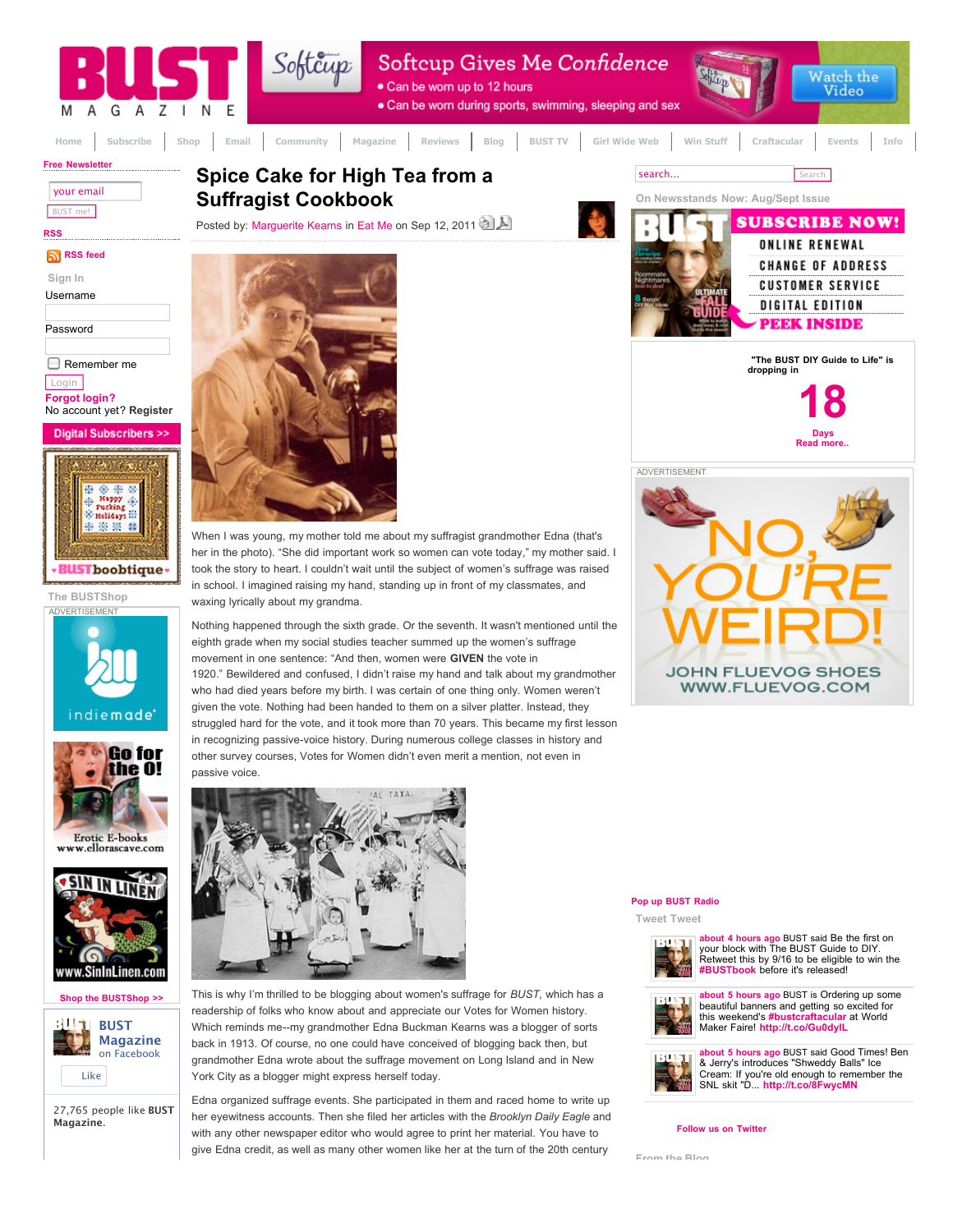# Spice Cake for High Tea from a Suffragist Cookbook

Posted by: Marguerite Kearns in Eat Me on Sep 12, 2011

When I was young, my mother told me about my suffragist grandmother Edna (that's her in the photo). "She did important work so women can vote today," my mother said. I took the story to heart. I couldn't wait until the subject of women's suffrage was raised in school. I imagined raising my hand, standing up in front of my classmates, and waxing lyrically about my grandma.

Nothing happened through the sixth grade. Or the seventh. It wasn't mentioned until the eighth grade when my social studies teacher summed up the women's suffrage movement in one sentence: "And then, women were **GIVEN** the vote in 1920." Bewildered and confused, I didn't raise my hand and talk about my grandmother who had died years before my birth. I was certain of one thing only. Women weren't given the vote. Nothing had been handed to them on a silver platter. Instead, they struggled hard for the vote, and it took more than 70 years. This became my first lesson in recognizing passive-voice history. During numerous college classes in history and other survey courses, Votes for Women didn't even merit a mention, not even in passive voice.

This is why I'm thrilled to be blogging about women's suffrage for *BUST*, which has a readership of folks who know about and appreciate our Votes for Women history. Which reminds me--my grandmother Edna Buckman Kearns was a blogger of sorts back in 1913. Of course, no one could have conceived of blogging back then, but grandmother Edna wrote about the suffrage movement on Long Island and in New York City as a blogger might express herself today.

Edna organized suffrage events. She participated in them and raced home to write up her eyewitness accounts. Then she filed her articles with the *Brooklyn Daily Eagle* and with any other newspaper editor who would agree to print her material. You have to give Edna credit, as well as many other women like her at the turn of the 20th century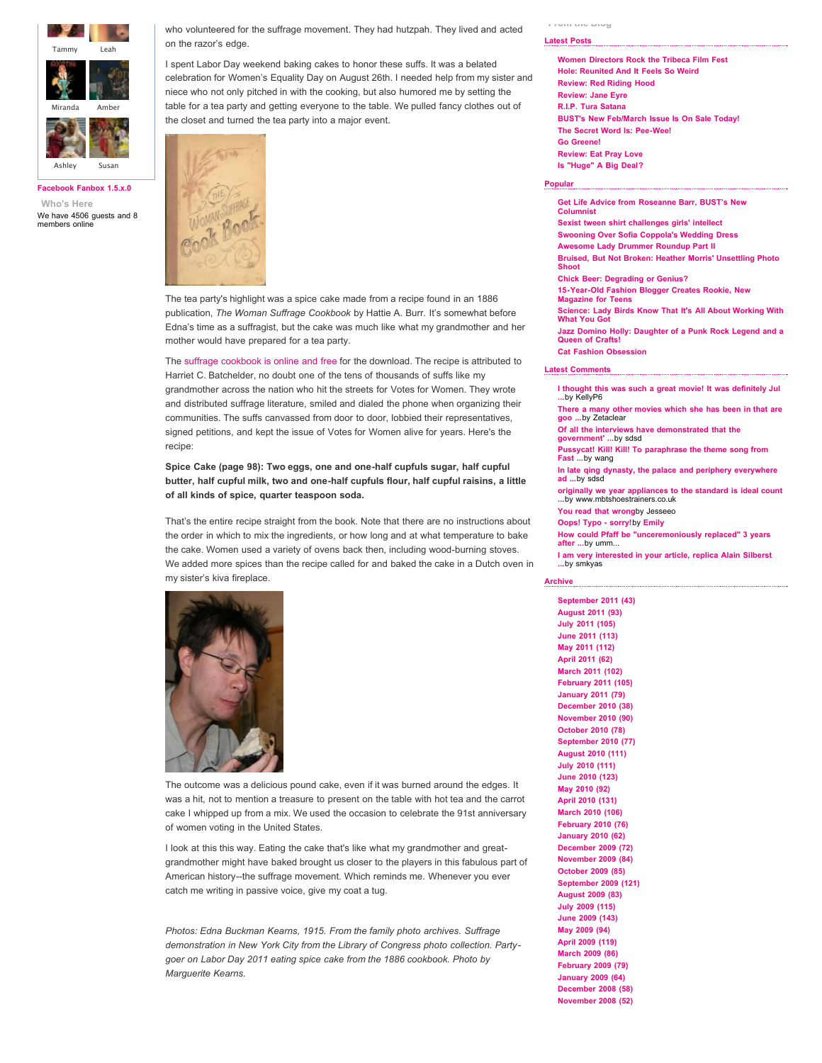Tammy Leah

Miranda Amber

Ashley Susan

Facebook Fanbox 1.5.x.0

Who's Here

We have 4506 guests and 8 members online

who volunteered for the suffrage movement. They had hutzpah. They lived and acted on the razor's edge.

I spent Labor Day weekend baking cakes to honor these suffs. It was a belated celebration for Women's Equality Day on August 26th. I needed help from my sister and niece who not only pitched in with the cooking, but also humored me by setting the table for a tea party and setting everyone to the table. We pulled fancy clothes out of the closet and turned the tea party into a major event.

The tea party's highlight was a spice cake made from a recipe found in an 1886 publication, *The Woman Suffrage Cookbook* by Hattie A. Burr. It's somewhat before Edna's time as a suffragist, but the cake was much like what my grandmother and her mother would have prepared for a tea party.

The suffrage cookbook is online and free for the download. The recipe is attributed to Harriet C. Batchelder, no doubt one of the tens of thousands of suffs like my grandmother across the nation who hit the streets for Votes for Women. They wrote and distributed suffrage literature, smiled and dialed the phone when organizing their communities. The suffs canvassed from door to door, lobbied their representatives, signed petitions, and kept the issue of Votes for Women alive for years. Here's the recipe:

**Spice Cake (page 98): Two eggs, one and one-half cupfuls sugar, half cupful butter, half cupful milk, two and one-half cupfuls flour, half cupful raisins, a little of all kinds of spice, quarter teaspoon soda.**

That's the entire recipe straight from the book. Note that there are no instructions about the order in which to mix the ingredients, or how long and at what temperature to bake the cake. Women used a variety of ovens back then, including wood-burning stoves. We added more spices than the recipe called for and baked the cake in a Dutch oven in my sister's kiva fireplace.

The outcome was a delicious pound cake, even if it was burned around the edges. It was a hit, not to mention a treasure to present on the table with hot tea and the carrot cake I whipped up from a mix. We used the occasion to celebrate the 91st anniversary of women voting in the United States.

I look at this this way. Eating the cake that's like what my grandmother and great-grandmother might have baked brought us closer to the players in this fabulous part of American history--the suffrage movement. Which reminds me. Whenever you ever catch me writing in passive voice, give my coat a tug.

*Photos: Edna Buckman Kearns, 1915. From the family photo archives. Suffrage demonstration in New York City from the Library of Congress photo collection. Party-goer on Labor Day 2011 eating spice cake from the 1886 cookbook. Photo by Marguerite Kearns.*

**Latest Posts**

- Women Directors Rock the Tribeca Film Fest
- Hole: Reunited And It Feels So Weird
- Review: Red Riding Hood
- Review: Jane Eyre
- R.I.P. Tura Satana
- BUST's New Feb/March Issue Is On Sale Today!
- The Secret Word Is: Pee-Wee!
- Go Greene!
- Review: Eat Pray Love
- Is "Huge" A Big Deal?

**Popular**

- Get Life Advice from Roseanne Barr, BUST's New Columnist
- Sexist tween shirt challenges girls' intellect
- Swooning Over Sofia Coppola's Wedding Dress
- Awesome Lady Drummer Roundup Part II
- Bruised, But Not Broken: Heather Morris' Unsettling Photo Shoot
- Chick Beer: Degrading or Genius?
- 15-Year-Old Fashion Blogger Creates Rookie, New Magazine for Teens
- Science: Lady Birds Know That It's All About Working With What You Got
- Jazz Domino Holly: Daughter of a Punk Rock Legend and a Queen of Crafts!
- Cat Fashion Obsession

**Latest Comments**

- I thought this was such a great movie! It was definitely Jul ...by KellyP6
- There a many other movies which she has been in that are goo ...by Zetaclear
- Of all the interviews have demonstrated that the government' ...by sdsd
- Pussycat! Kill! Kill! To paraphrase the theme song from Fast ...by wang
- In late qing dynasty, the palace and periphery everywhere ad ...by sdsd
- originally we year appliances to the standard is ideal count ...by www.mbtshoestrainers.co.uk
- You read that wrongby Jesseeo
- Oops! Typo - sorry!by Emily
- How could Pfaff be "unceremoniously replaced" 3 years after ...by umm...
- I am very interested in your article, replica Alain Silberst ...by smkyas

**Archive**

- September 2011 (43)
- August 2011 (93)
- July 2011 (105)
- June 2011 (113)
- May 2011 (112)
- April 2011 (62)
- March 2011 (102)
- February 2011 (105)
- January 2011 (79)
- December 2010 (38)
- November 2010 (90)
- October 2010 (78)
- September 2010 (77)
- August 2010 (111)
- July 2010 (111)
- June 2010 (123)
- May 2010 (92)
- April 2010 (131)
- March 2010 (106)
- February 2010 (76)
- January 2010 (62)
- December 2009 (72)
- November 2009 (84)
- October 2009 (85)
- September 2009 (121)
- August 2009 (83)
- July 2009 (115)
- June 2009 (143)
- May 2009 (94)
- April 2009 (119)
- March 2009 (86)
- February 2009 (79)
- January 2009 (64)
- December 2008 (58)
- November 2008 (52)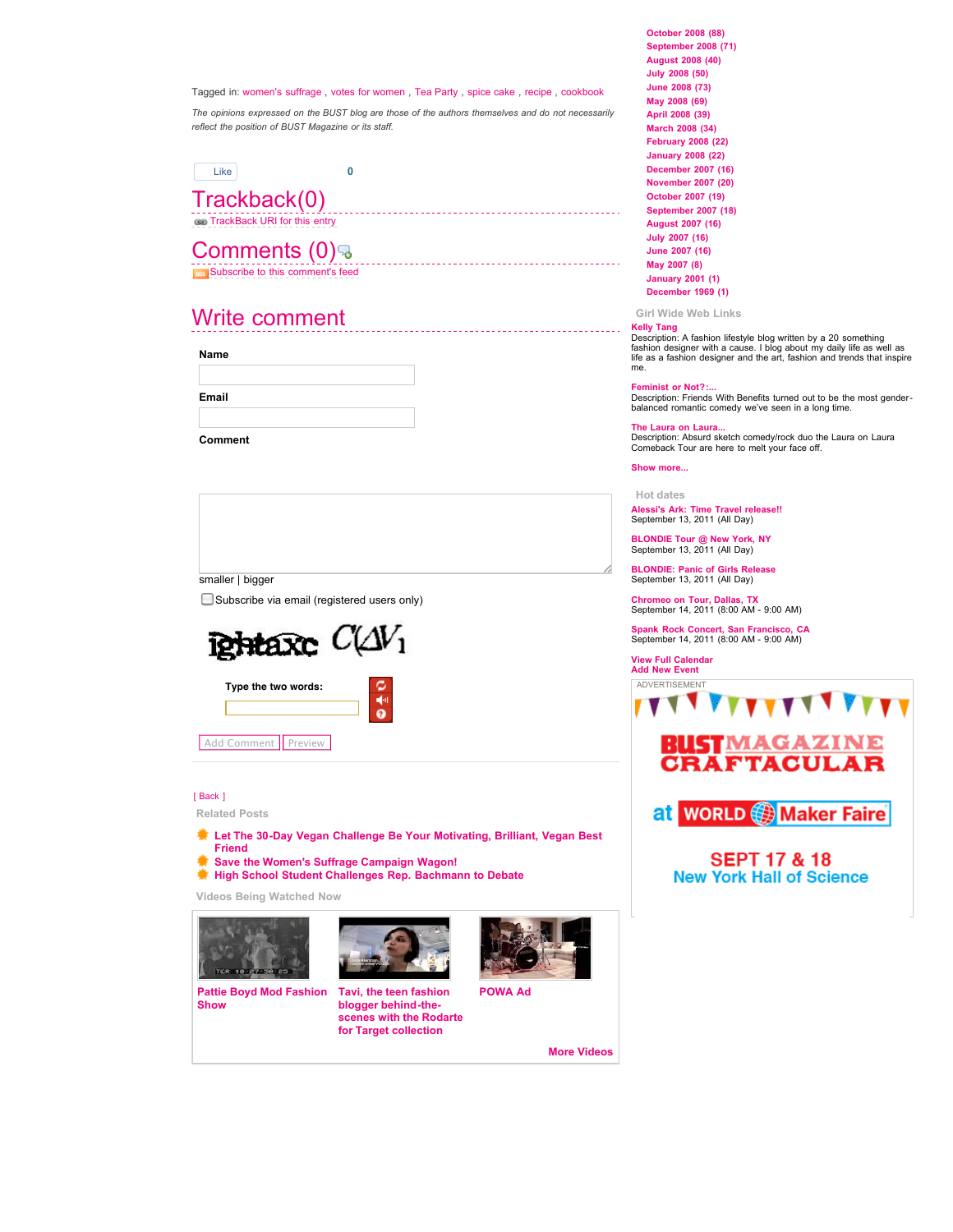Tagged in: women's suffrage , votes for women , Tea Party , spice cake , recipe , cookbook

*The opinions expressed on the BUST blog are those of the authors themselves and do not necessarily reflect the position of BUST Magazine or its staff.*

Like 0

# Trackback(0)

TrackBack URI for this entry

# Comments (0)

Subscribe to this comment's feed

# Write comment

**Name**

**Email**

**Comment**

smaller | bigger

Subscribe via email (registered users only)

**Type the two words:**

Add Comment Preview

[ Back ]

**Related Posts**

- **Let The 30-Day Vegan Challenge Be Your Motivating, Brilliant, Vegan Best Friend**
- **Save the Women's Suffrage Campaign Wagon!**
- **High School Student Challenges Rep. Bachmann to Debate**

**Videos Being Watched Now**

**Pattie Boyd Mod Fashion Show**

**Tavi, the teen fashion blogger behind-the-scenes with the Rodarte for Target collection**

**POWA Ad**

**More Videos**

**October 2008 (88)**
**September 2008 (71)**
**August 2008 (40)**
**July 2008 (50)**
**June 2008 (73)**
**May 2008 (69)**
**April 2008 (39)**
**March 2008 (34)**
**February 2008 (22)**
**January 2008 (22)**
**December 2007 (16)**
**November 2007 (20)**
**October 2007 (19)**
**September 2007 (18)**
**August 2007 (16)**
**July 2007 (16)**
**June 2007 (16)**
**May 2007 (8)**
**January 2001 (1)**
**December 1969 (1)**

**Girl Wide Web Links**

**Kelly Tang**
Description: A fashion lifestyle blog written by a 20 something fashion designer with a cause. I blog about my daily life as well as life as a fashion designer and the art, fashion and trends that inspire me.

**Feminist or Not?:...**
Description: Friends With Benefits turned out to be the most gender-balanced romantic comedy we've seen in a long time.

**The Laura on Laura...**
Description: Absurd sketch comedy/rock duo the Laura on Laura Comeback Tour are here to melt your face off.

**Show more...**

**Hot dates**

**Alessi's Ark: Time Travel release!!**
September 13, 2011 (All Day)

**BLONDIE Tour @ New York, NY**
September 13, 2011 (All Day)

**BLONDIE: Panic of Girls Release**
September 13, 2011 (All Day)

**Chromeo on Tour, Dallas, TX**
September 14, 2011 (8:00 AM - 9:00 AM)

**Spank Rock Concert, San Francisco, CA**
September 14, 2011 (8:00 AM - 9:00 AM)

**View Full Calendar**
**Add New Event**

ADVERTISEMENT

BUST MAGAZINE CRAFTACULAR

at WORLD Maker Faire

SEPT 17 & 18
New York Hall of Science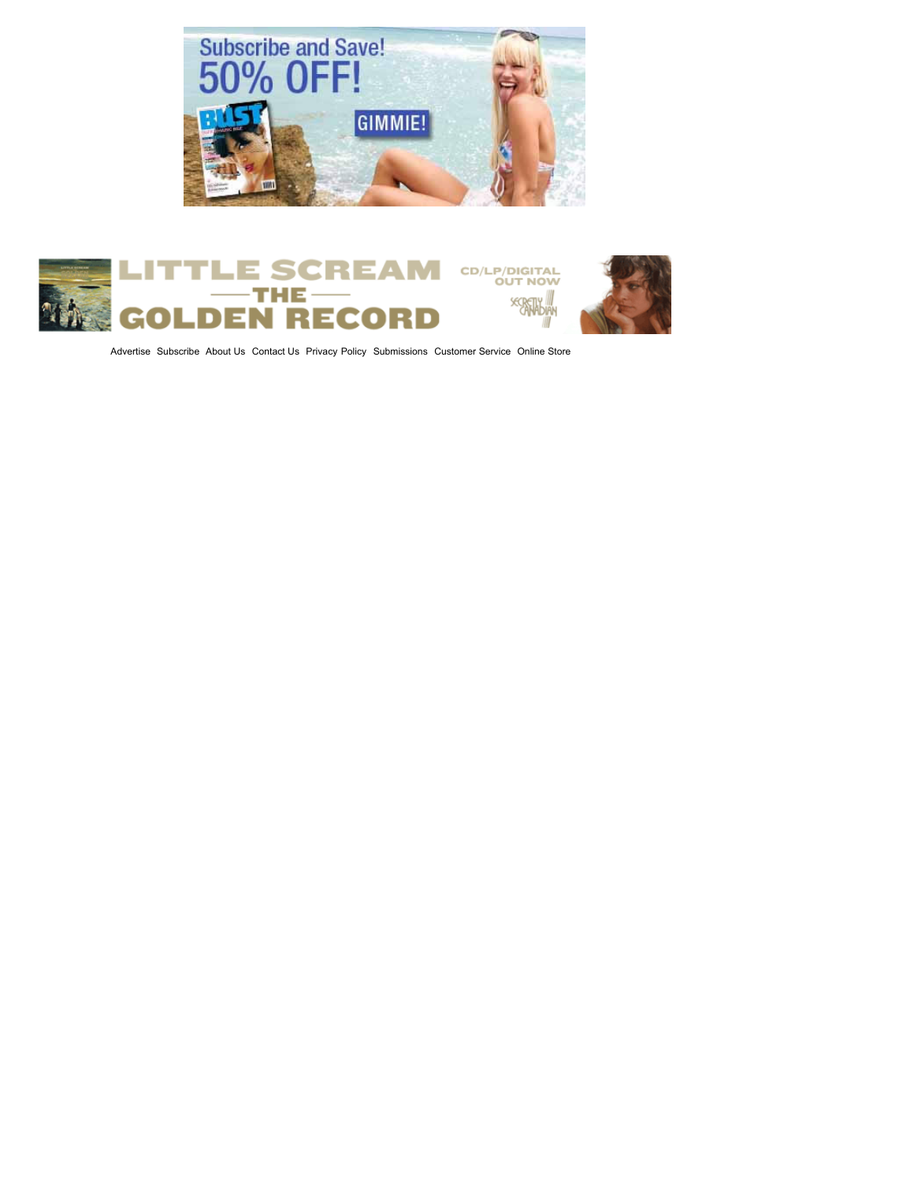Advertise Subscribe About Us Contact Us Privacy Policy Submissions Customer Service Online Store